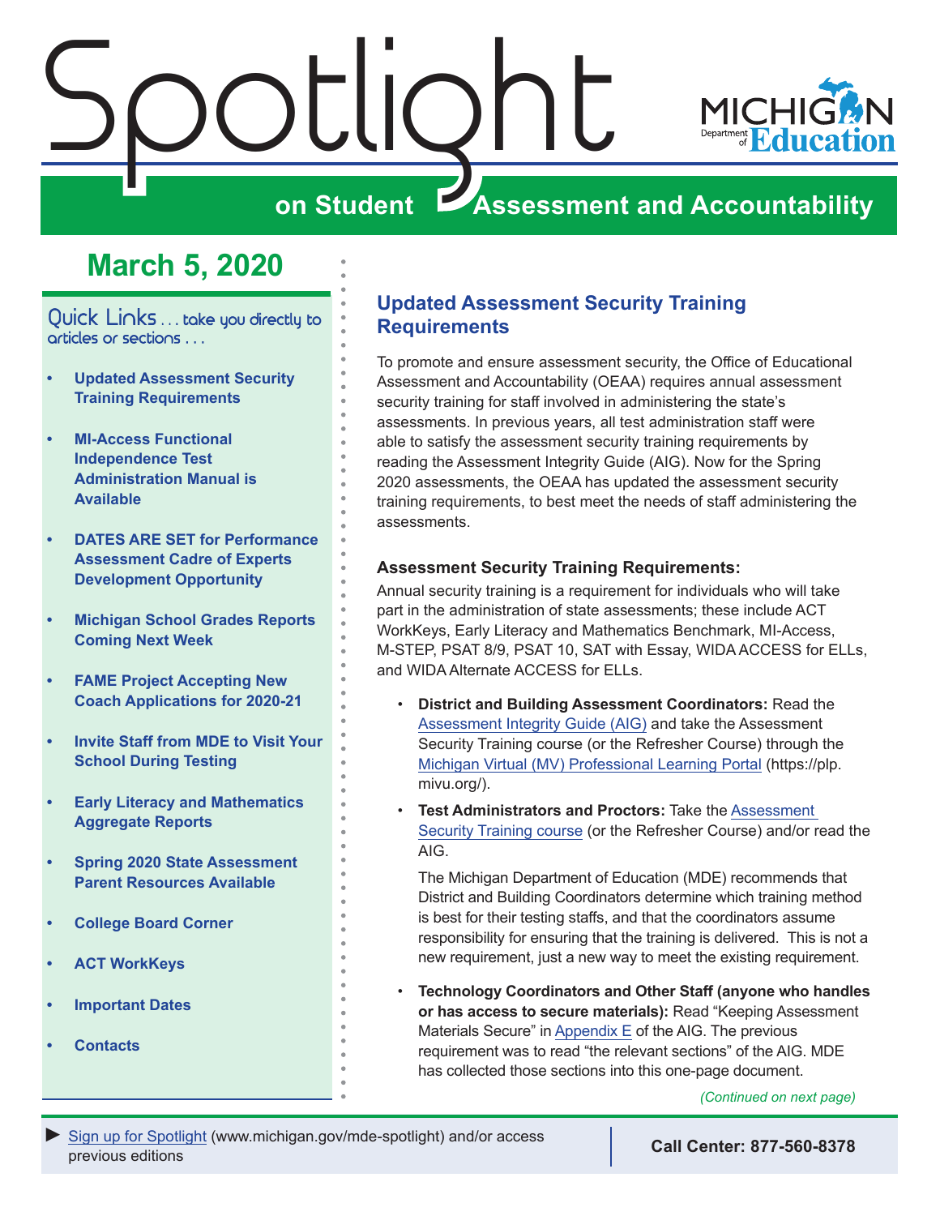# Spotlight on Student Assessment and Accountability

## March 5, 2020

Quick Links . . . take you directly to articles or sections . . .

- Updated Assessment Security Training Requirements
- MI-Access Functional Independence Test Administration Manual is Available
- DATES ARE SET for Performance Assessment Cadre of Experts Development Opportunity
- Michigan School Grades Reports Coming Next Week
- FAME Project Accepting New Coach Applications for 2020-21
- Invite Staff from MDE to Visit Your School During Testing
- Early Literacy and Mathematics Aggregate Reports
- Spring 2020 State Assessment Parent Resources Available
- College Board Corner
- ACT WorkKeys
- Important Dates
- Contacts

## Updated Assessment Security Training Requirements

To promote and ensure assessment security, the Office of Educational Assessment and Accountability (OEAA) requires annual assessment security training for staff involved in administering the state's assessments. In previous years, all test administration staff were able to satisfy the assessment security training requirements by reading the Assessment Integrity Guide (AIG). Now for the Spring 2020 assessments, the OEAA has updated the assessment security training requirements, to best meet the needs of staff administering the assessments.

### Assessment Security Training Requirements:

Annual security training is a requirement for individuals who will take part in the administration of state assessments; these include ACT WorkKeys, Early Literacy and Mathematics Benchmark, MI-Access, M-STEP, PSAT 8/9, PSAT 10, SAT with Essay, WIDA ACCESS for ELLs, and WIDA Alternate ACCESS for ELLs.

- **District and Building Assessment Coordinators:** Read the Assessment Integrity Guide (AIG) and take the Assessment Security Training course (or the Refresher Course) through the Michigan Virtual (MV) Professional Learning Portal (https://plp.mivu.org/).
- **Test Administrators and Proctors:** Take the Assessment Security Training course (or the Refresher Course) and/or read the AIG.

  The Michigan Department of Education (MDE) recommends that District and Building Coordinators determine which training method is best for their testing staffs, and that the coordinators assume responsibility for ensuring that the training is delivered. This is not a new requirement, just a new way to meet the existing requirement.
- **Technology Coordinators and Other Staff (anyone who handles or has access to secure materials):** Read "Keeping Assessment Materials Secure" in Appendix E of the AIG. The previous requirement was to read "the relevant sections" of the AIG. MDE has collected those sections into this one-page document.

*(Continued on next page)*

► Sign up for Spotlight (www.michigan.gov/mde-spotlight) and/or access previous editions

Call Center: 877-560-8378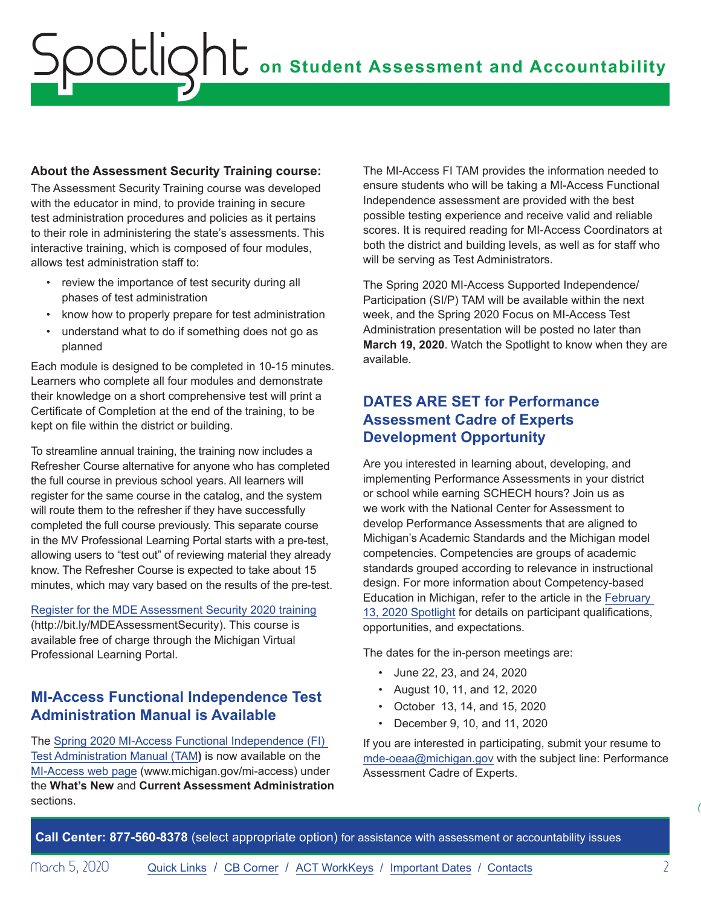**About the Assessment Security Training course:**
The Assessment Security Training course was developed with the educator in mind, to provide training in secure test administration procedures and policies as it pertains to their role in administering the state's assessments. This interactive training, which is composed of four modules, allows test administration staff to:

- review the importance of test security during all phases of test administration
- know how to properly prepare for test administration
- understand what to do if something does not go as planned

Each module is designed to be completed in 10-15 minutes. Learners who complete all four modules and demonstrate their knowledge on a short comprehensive test will print a Certificate of Completion at the end of the training, to be kept on file within the district or building.

To streamline annual training, the training now includes a Refresher Course alternative for anyone who has completed the full course in previous school years. All learners will register for the same course in the catalog, and the system will route them to the refresher if they have successfully completed the full course previously. This separate course in the MV Professional Learning Portal starts with a pre-test, allowing users to "test out" of reviewing material they already know. The Refresher Course is expected to take about 15 minutes, which may vary based on the results of the pre-test.

Register for the MDE Assessment Security 2020 training (http://bit.ly/MDEAssessmentSecurity). This course is available free of charge through the Michigan Virtual Professional Learning Portal.

## MI-Access Functional Independence Test Administration Manual is Available

The Spring 2020 MI-Access Functional Independence (FI) Test Administration Manual (TAM) is now available on the MI-Access web page (www.michigan.gov/mi-access) under the **What's New** and **Current Assessment Administration** sections.

The MI-Access FI TAM provides the information needed to ensure students who will be taking a MI-Access Functional Independence assessment are provided with the best possible testing experience and receive valid and reliable scores. It is required reading for MI-Access Coordinators at both the district and building levels, as well as for staff who will be serving as Test Administrators.

The Spring 2020 MI-Access Supported Independence/Participation (SI/P) TAM will be available within the next week, and the Spring 2020 Focus on MI-Access Test Administration presentation will be posted no later than **March 19, 2020**. Watch the Spotlight to know when they are available.

## DATES ARE SET for Performance Assessment Cadre of Experts Development Opportunity

Are you interested in learning about, developing, and implementing Performance Assessments in your district or school while earning SCHECH hours? Join us as we work with the National Center for Assessment to develop Performance Assessments that are aligned to Michigan's Academic Standards and the Michigan model competencies. Competencies are groups of academic standards grouped according to relevance in instructional design. For more information about Competency-based Education in Michigan, refer to the article in the February 13, 2020 Spotlight for details on participant qualifications, opportunities, and expectations.

The dates for the in-person meetings are:

- June 22, 23, and 24, 2020
- August 10, 11, and 12, 2020
- October 13, 14, and 15, 2020
- December 9, 10, and 11, 2020

If you are interested in participating, submit your resume to mde-oeaa@michigan.gov with the subject line: Performance Assessment Cadre of Experts.

**Call Center: 877-560-8378** (select appropriate option) for assistance with assessment or accountability issues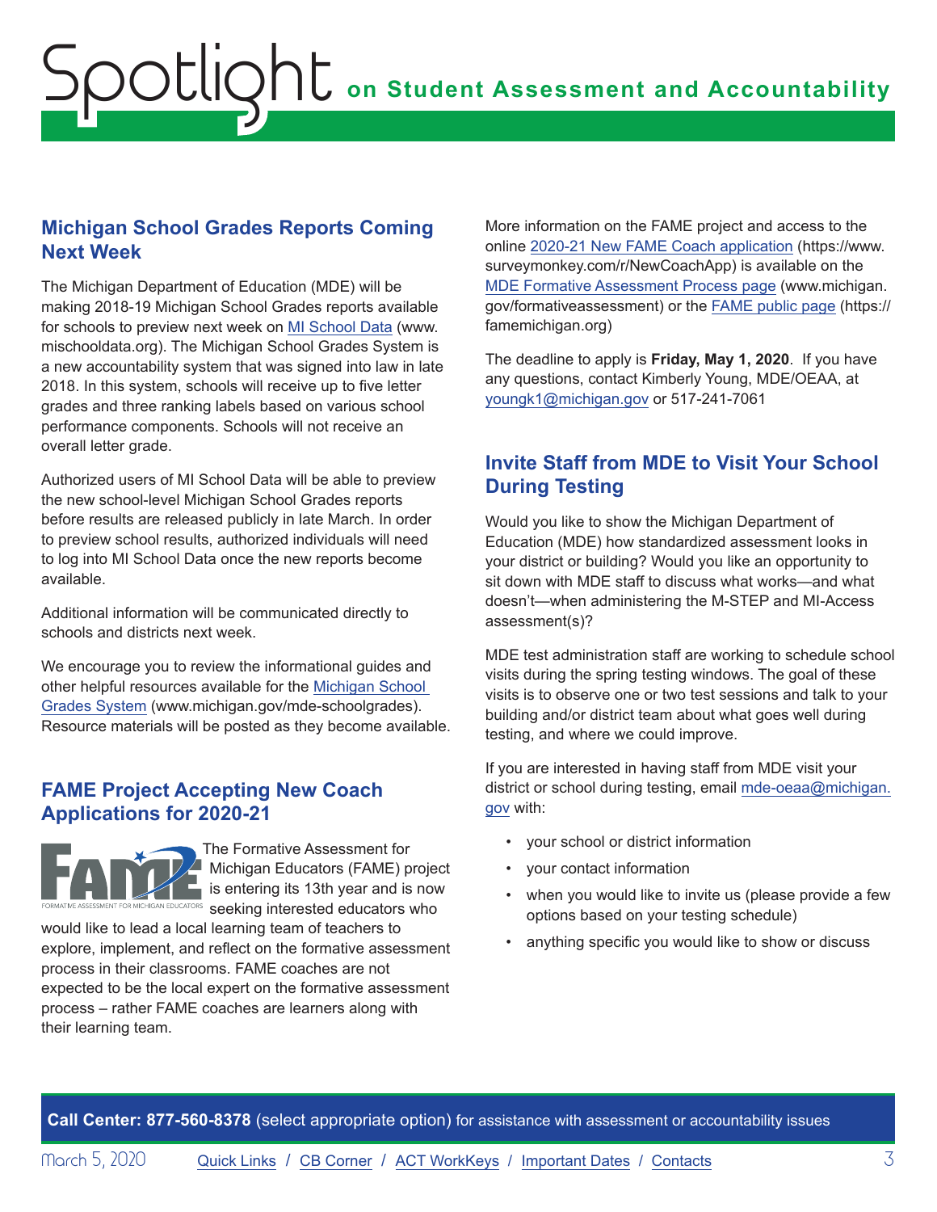## Michigan School Grades Reports Coming Next Week

The Michigan Department of Education (MDE) will be making 2018-19 Michigan School Grades reports available for schools to preview next week on [MI School Data](www.mischooldata.org) (www.mischooldata.org). The Michigan School Grades System is a new accountability system that was signed into law in late 2018. In this system, schools will receive up to five letter grades and three ranking labels based on various school performance components. Schools will not receive an overall letter grade.

Authorized users of MI School Data will be able to preview the new school-level Michigan School Grades reports before results are released publicly in late March. In order to preview school results, authorized individuals will need to log into MI School Data once the new reports become available.

Additional information will be communicated directly to schools and districts next week.

We encourage you to review the informational guides and other helpful resources available for the [Michigan School Grades System](www.michigan.gov/mde-schoolgrades) (www.michigan.gov/mde-schoolgrades). Resource materials will be posted as they become available.

## FAME Project Accepting New Coach Applications for 2020-21

The Formative Assessment for Michigan Educators (FAME) project is entering its 13th year and is now seeking interested educators who would like to lead a local learning team of teachers to explore, implement, and reflect on the formative assessment process in their classrooms. FAME coaches are not expected to be the local expert on the formative assessment process – rather FAME coaches are learners along with their learning team.

More information on the FAME project and access to the online [2020-21 New FAME Coach application](https://www.surveymonkey.com/r/NewCoachApp) (https://www.surveymonkey.com/r/NewCoachApp) is available on the [MDE Formative Assessment Process page](www.michigan.gov/formativeassessment) (www.michigan.gov/formativeassessment) or the [FAME public page](https://famemichigan.org) (https://famemichigan.org)

The deadline to apply is **Friday, May 1, 2020**. If you have any questions, contact Kimberly Young, MDE/OEAA, at [youngk1@michigan.gov](mailto:youngk1@michigan.gov) or 517-241-7061

## Invite Staff from MDE to Visit Your School During Testing

Would you like to show the Michigan Department of Education (MDE) how standardized assessment looks in your district or building? Would you like an opportunity to sit down with MDE staff to discuss what works—and what doesn't—when administering the M-STEP and MI-Access assessment(s)?

MDE test administration staff are working to schedule school visits during the spring testing windows. The goal of these visits is to observe one or two test sessions and talk to your building and/or district team about what goes well during testing, and where we could improve.

If you are interested in having staff from MDE visit your district or school during testing, email [mde-oeaa@michigan.gov](mailto:mde-oeaa@michigan.gov) with:

- your school or district information
- your contact information
- when you would like to invite us (please provide a few options based on your testing schedule)
- anything specific you would like to show or discuss

**Call Center: 877-560-8378** (select appropriate option) for assistance with assessment or accountability issues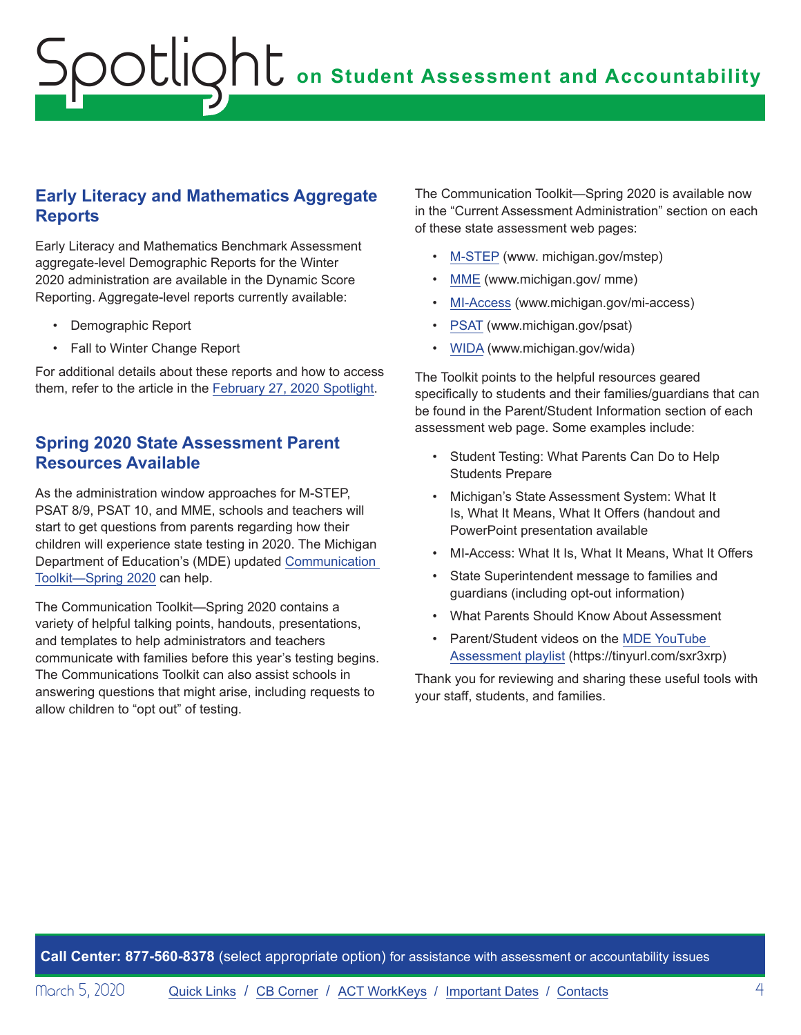## Early Literacy and Mathematics Aggregate Reports

Early Literacy and Mathematics Benchmark Assessment aggregate-level Demographic Reports for the Winter 2020 administration are available in the Dynamic Score Reporting. Aggregate-level reports currently available:

- Demographic Report
- Fall to Winter Change Report

For additional details about these reports and how to access them, refer to the article in the February 27, 2020 Spotlight.

## Spring 2020 State Assessment Parent Resources Available

As the administration window approaches for M-STEP, PSAT 8/9, PSAT 10, and MME, schools and teachers will start to get questions from parents regarding how their children will experience state testing in 2020. The Michigan Department of Education's (MDE) updated Communication Toolkit—Spring 2020 can help.

The Communication Toolkit—Spring 2020 contains a variety of helpful talking points, handouts, presentations, and templates to help administrators and teachers communicate with families before this year's testing begins. The Communications Toolkit can also assist schools in answering questions that might arise, including requests to allow children to "opt out" of testing.

The Communication Toolkit—Spring 2020 is available now in the "Current Assessment Administration" section on each of these state assessment web pages:

- M-STEP (www. michigan.gov/mstep)
- MME (www.michigan.gov/ mme)
- MI-Access (www.michigan.gov/mi-access)
- PSAT (www.michigan.gov/psat)
- WIDA (www.michigan.gov/wida)

The Toolkit points to the helpful resources geared specifically to students and their families/guardians that can be found in the Parent/Student Information section of each assessment web page. Some examples include:

- Student Testing: What Parents Can Do to Help Students Prepare
- Michigan's State Assessment System: What It Is, What It Means, What It Offers (handout and PowerPoint presentation available
- MI-Access: What It Is, What It Means, What It Offers
- State Superintendent message to families and guardians (including opt-out information)
- What Parents Should Know About Assessment
- Parent/Student videos on the MDE YouTube Assessment playlist (https://tinyurl.com/sxr3xrp)

Thank you for reviewing and sharing these useful tools with your staff, students, and families.

**Call Center: 877-560-8378** (select appropriate option) for assistance with assessment or accountability issues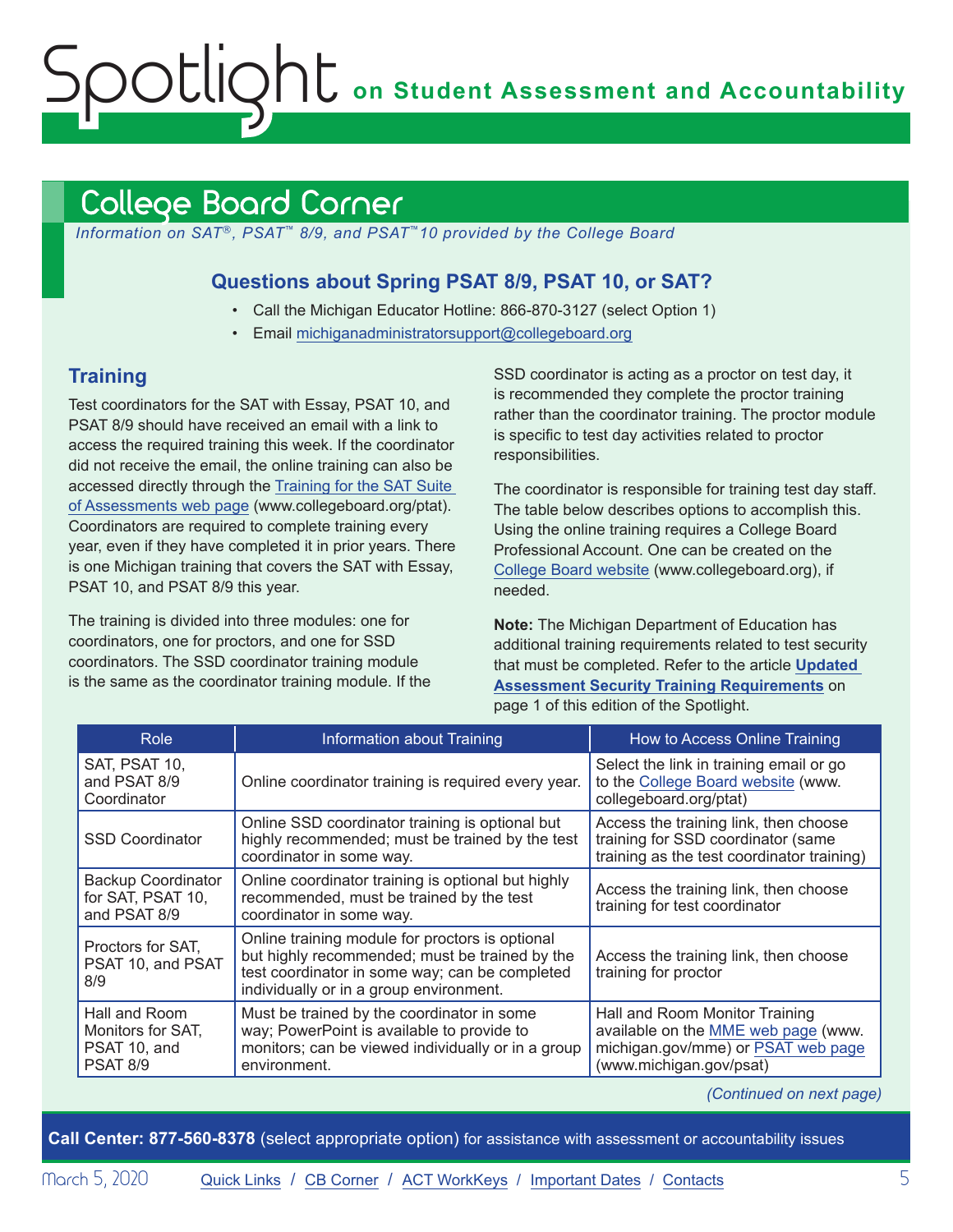## College Board Corner

*Information on SAT®, PSAT™ 8/9, and PSAT™10 provided by the College Board*

### Questions about Spring PSAT 8/9, PSAT 10, or SAT?

- Call the Michigan Educator Hotline: 866-870-3127 (select Option 1)
- Email michiganadministratorsupport@collegeboard.org

### Training

Test coordinators for the SAT with Essay, PSAT 10, and PSAT 8/9 should have received an email with a link to access the required training this week. If the coordinator did not receive the email, the online training can also be accessed directly through the Training for the SAT Suite of Assessments web page (www.collegeboard.org/ptat). Coordinators are required to complete training every year, even if they have completed it in prior years. There is one Michigan training that covers the SAT with Essay, PSAT 10, and PSAT 8/9 this year.

The training is divided into three modules: one for coordinators, one for proctors, and one for SSD coordinators. The SSD coordinator training module is the same as the coordinator training module. If the SSD coordinator is acting as a proctor on test day, it is recommended they complete the proctor training rather than the coordinator training. The proctor module is specific to test day activities related to proctor responsibilities.

The coordinator is responsible for training test day staff. The table below describes options to accomplish this. Using the online training requires a College Board Professional Account. One can be created on the College Board website (www.collegeboard.org), if needed.

**Note:** The Michigan Department of Education has additional training requirements related to test security that must be completed. Refer to the article **Updated Assessment Security Training Requirements** on page 1 of this edition of the Spotlight.

| Role | Information about Training | How to Access Online Training |
|---|---|---|
| SAT, PSAT 10, and PSAT 8/9 Coordinator | Online coordinator training is required every year. | Select the link in training email or go to the College Board website (www.collegeboard.org/ptat) |
| SSD Coordinator | Online SSD coordinator training is optional but highly recommended; must be trained by the test coordinator in some way. | Access the training link, then choose training for SSD coordinator (same training as the test coordinator training) |
| Backup Coordinator for SAT, PSAT 10, and PSAT 8/9 | Online coordinator training is optional but highly recommended, must be trained by the test coordinator in some way. | Access the training link, then choose training for test coordinator |
| Proctors for SAT, PSAT 10, and PSAT 8/9 | Online training module for proctors is optional but highly recommended; must be trained by the test coordinator in some way; can be completed individually or in a group environment. | Access the training link, then choose training for proctor |
| Hall and Room Monitors for SAT, PSAT 10, and PSAT 8/9 | Must be trained by the coordinator in some way; PowerPoint is available to provide to monitors; can be viewed individually or in a group environment. | Hall and Room Monitor Training available on the MME web page (www.michigan.gov/mme) or PSAT web page (www.michigan.gov/psat) |

*(Continued on next page)*

**Call Center: 877-560-8378** (select appropriate option) for assistance with assessment or accountability issues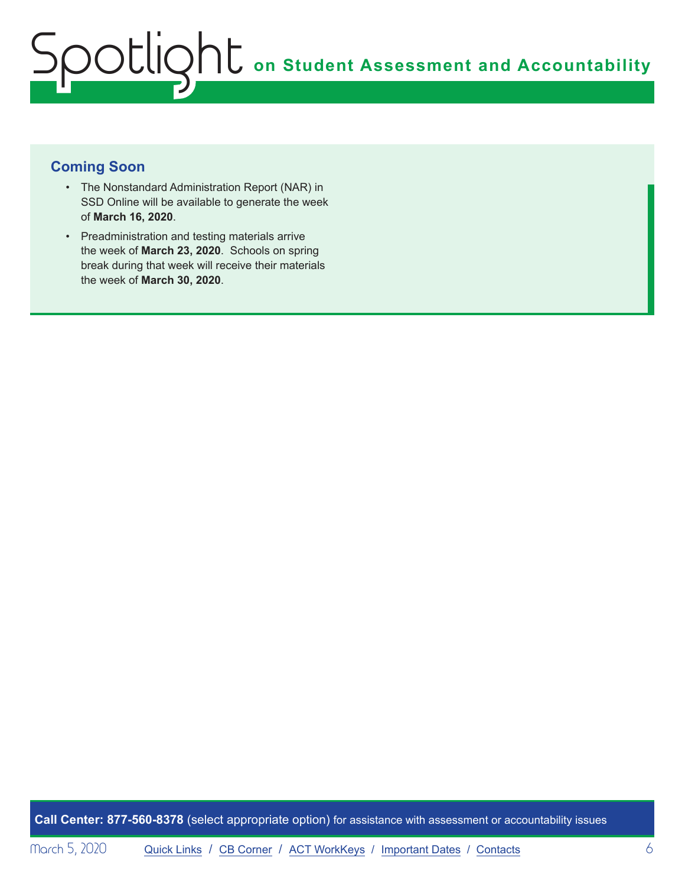## Coming Soon

- The Nonstandard Administration Report (NAR) in SSD Online will be available to generate the week of **March 16, 2020**.
- Preadministration and testing materials arrive the week of **March 23, 2020**. Schools on spring break during that week will receive their materials the week of **March 30, 2020**.

**Call Center: 877-560-8378** (select appropriate option) for assistance with assessment or accountability issues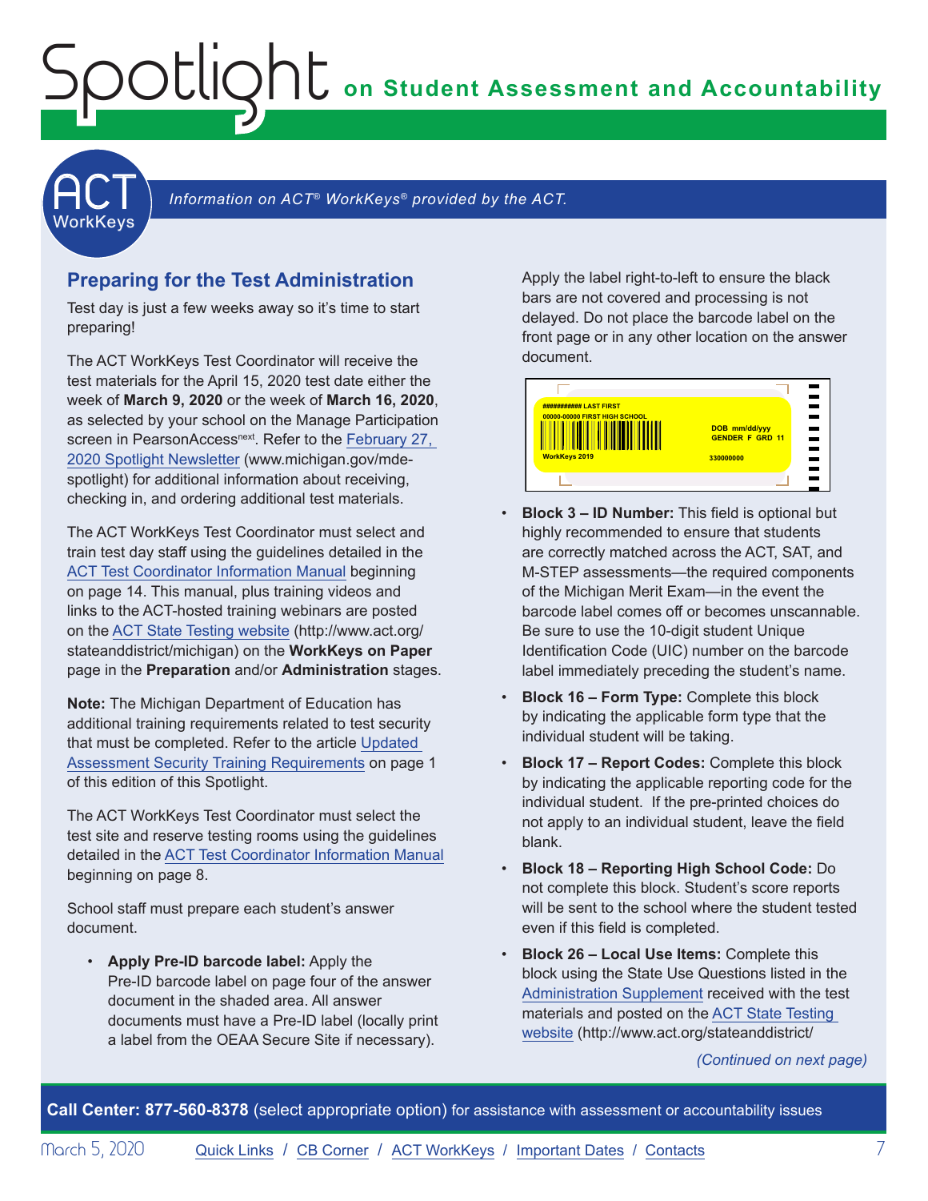# Spotlight on Student Assessment and Accountability

## ACT WorkKeys

*Information on ACT® WorkKeys® provided by the ACT.*

### Preparing for the Test Administration

Test day is just a few weeks away so it's time to start preparing!

The ACT WorkKeys Test Coordinator will receive the test materials for the April 15, 2020 test date either the week of **March 9, 2020** or the week of **March 16, 2020**, as selected by your school on the Manage Participation screen in PearsonAccess[next]. Refer to the February 27, 2020 Spotlight Newsletter (www.michigan.gov/mde-spotlight) for additional information about receiving, checking in, and ordering additional test materials.

The ACT WorkKeys Test Coordinator must select and train test day staff using the guidelines detailed in the ACT Test Coordinator Information Manual beginning on page 14. This manual, plus training videos and links to the ACT-hosted training webinars are posted on the ACT State Testing website (http://www.act.org/stateanddistrict/michigan) on the **WorkKeys on Paper** page in the **Preparation** and/or **Administration** stages.

**Note:** The Michigan Department of Education has additional training requirements related to test security that must be completed. Refer to the article Updated Assessment Security Training Requirements on page 1 of this edition of this Spotlight.

The ACT WorkKeys Test Coordinator must select the test site and reserve testing rooms using the guidelines detailed in the ACT Test Coordinator Information Manual beginning on page 8.

School staff must prepare each student's answer document.

- **Apply Pre-ID barcode label:** Apply the Pre-ID barcode label on page four of the answer document in the shaded area. All answer documents must have a Pre-ID label (locally print a label from the OEAA Secure Site if necessary).

Apply the label right-to-left to ensure the black bars are not covered and processing is not delayed. Do not place the barcode label on the front page or in any other location on the answer document.

- **Block 3 – ID Number:** This field is optional but highly recommended to ensure that students are correctly matched across the ACT, SAT, and M-STEP assessments—the required components of the Michigan Merit Exam—in the event the barcode label comes off or becomes unscannable. Be sure to use the 10-digit student Unique Identification Code (UIC) number on the barcode label immediately preceding the student's name.
- **Block 16 – Form Type:** Complete this block by indicating the applicable form type that the individual student will be taking.
- **Block 17 – Report Codes:** Complete this block by indicating the applicable reporting code for the individual student. If the pre-printed choices do not apply to an individual student, leave the field blank.
- **Block 18 – Reporting High School Code:** Do not complete this block. Student's score reports will be sent to the school where the student tested even if this field is completed.
- **Block 26 – Local Use Items:** Complete this block using the State Use Questions listed in the Administration Supplement received with the test materials and posted on the ACT State Testing website (http://www.act.org/stateanddistrict/

*(Continued on next page)*

**Call Center: 877-560-8378** (select appropriate option) for assistance with assessment or accountability issues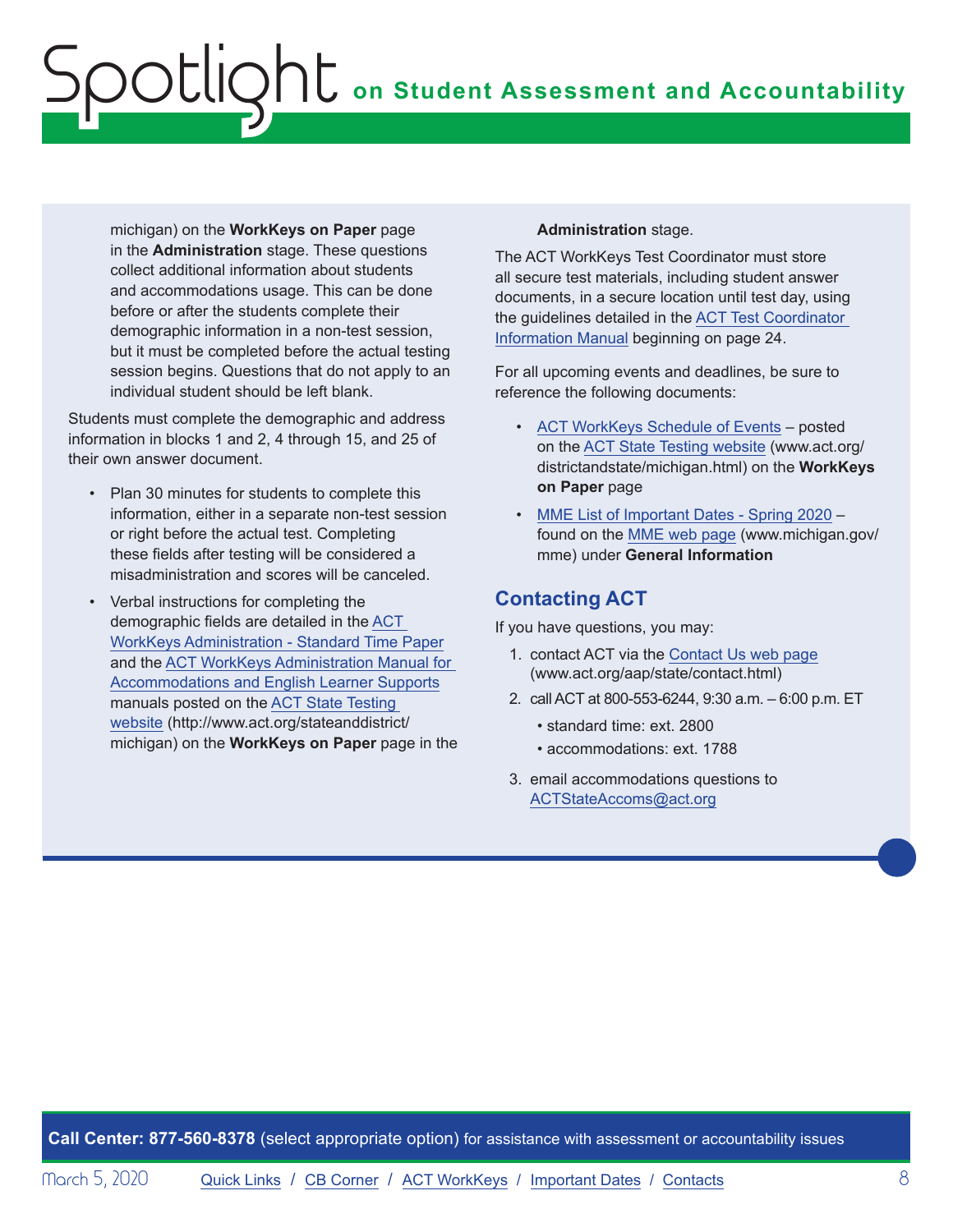michigan) on the **WorkKeys on Paper** page in the **Administration** stage. These questions collect additional information about students and accommodations usage. This can be done before or after the students complete their demographic information in a non-test session, but it must be completed before the actual testing session begins. Questions that do not apply to an individual student should be left blank.

Students must complete the demographic and address information in blocks 1 and 2, 4 through 15, and 25 of their own answer document.

- Plan 30 minutes for students to complete this information, either in a separate non-test session or right before the actual test. Completing these fields after testing will be considered a misadministration and scores will be canceled.
- Verbal instructions for completing the demographic fields are detailed in the ACT WorkKeys Administration - Standard Time Paper and the ACT WorkKeys Administration Manual for Accommodations and English Learner Supports manuals posted on the ACT State Testing website (http://www.act.org/stateanddistrict/michigan) on the **WorkKeys on Paper** page in the **Administration** stage.

The ACT WorkKeys Test Coordinator must store all secure test materials, including student answer documents, in a secure location until test day, using the guidelines detailed in the ACT Test Coordinator Information Manual beginning on page 24.

For all upcoming events and deadlines, be sure to reference the following documents:

- ACT WorkKeys Schedule of Events – posted on the ACT State Testing website (www.act.org/districtandstate/michigan.html) on the **WorkKeys on Paper** page
- MME List of Important Dates - Spring 2020 – found on the MME web page (www.michigan.gov/mme) under **General Information**

## Contacting ACT

If you have questions, you may:

1. contact ACT via the Contact Us web page (www.act.org/aap/state/contact.html)
2. call ACT at 800-553-6244, 9:30 a.m. – 6:00 p.m. ET
   - standard time: ext. 2800
   - accommodations: ext. 1788
3. email accommodations questions to ACTStateAccoms@act.org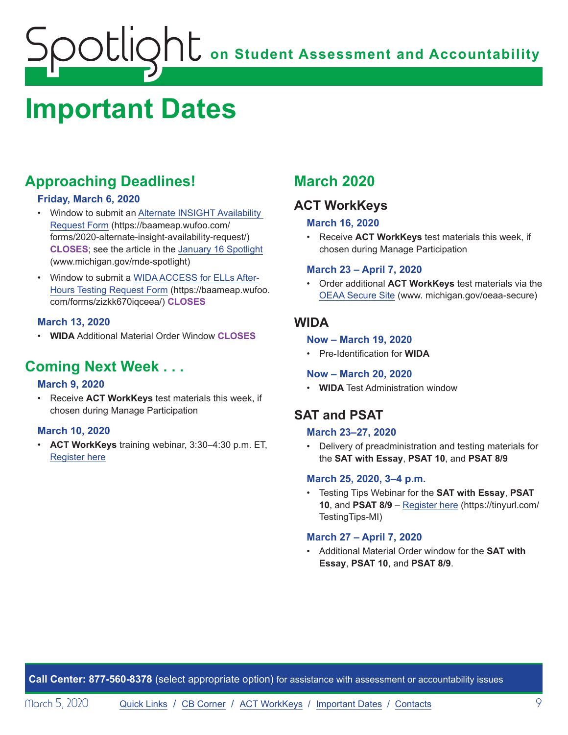# Important Dates

## Approaching Deadlines!

### Friday, March 6, 2020

- Window to submit an Alternate INSIGHT Availability Request Form (https://baameap.wufoo.com/forms/2020-alternate-insight-availability-request/) **CLOSES**; see the article in the January 16 Spotlight (www.michigan.gov/mde-spotlight)
- Window to submit a WIDA ACCESS for ELLs After-Hours Testing Request Form (https://baameap.wufoo.com/forms/zizkk670iqceea/) **CLOSES**

### March 13, 2020

- **WIDA** Additional Material Order Window **CLOSES**

## Coming Next Week . . .

### March 9, 2020

- Receive **ACT WorkKeys** test materials this week, if chosen during Manage Participation

### March 10, 2020

- **ACT WorkKeys** training webinar, 3:30–4:30 p.m. ET, Register here

## March 2020

### ACT WorkKeys

#### March 16, 2020

- Receive **ACT WorkKeys** test materials this week, if chosen during Manage Participation

#### March 23 – April 7, 2020

- Order additional **ACT WorkKeys** test materials via the OEAA Secure Site (www. michigan.gov/oeaa-secure)

### WIDA

#### Now – March 19, 2020

- Pre-Identification for **WIDA**

#### Now – March 20, 2020

- **WIDA** Test Administration window

### SAT and PSAT

#### March 23–27, 2020

- Delivery of preadministration and testing materials for the **SAT with Essay**, **PSAT 10**, and **PSAT 8/9**

#### March 25, 2020, 3–4 p.m.

- Testing Tips Webinar for the **SAT with Essay**, **PSAT 10**, and **PSAT 8/9** – Register here (https://tinyurl.com/TestingTips-MI)

#### March 27 – April 7, 2020

- Additional Material Order window for the **SAT with Essay**, **PSAT 10**, and **PSAT 8/9**.

**Call Center: 877-560-8378** (select appropriate option) for assistance with assessment or accountability issues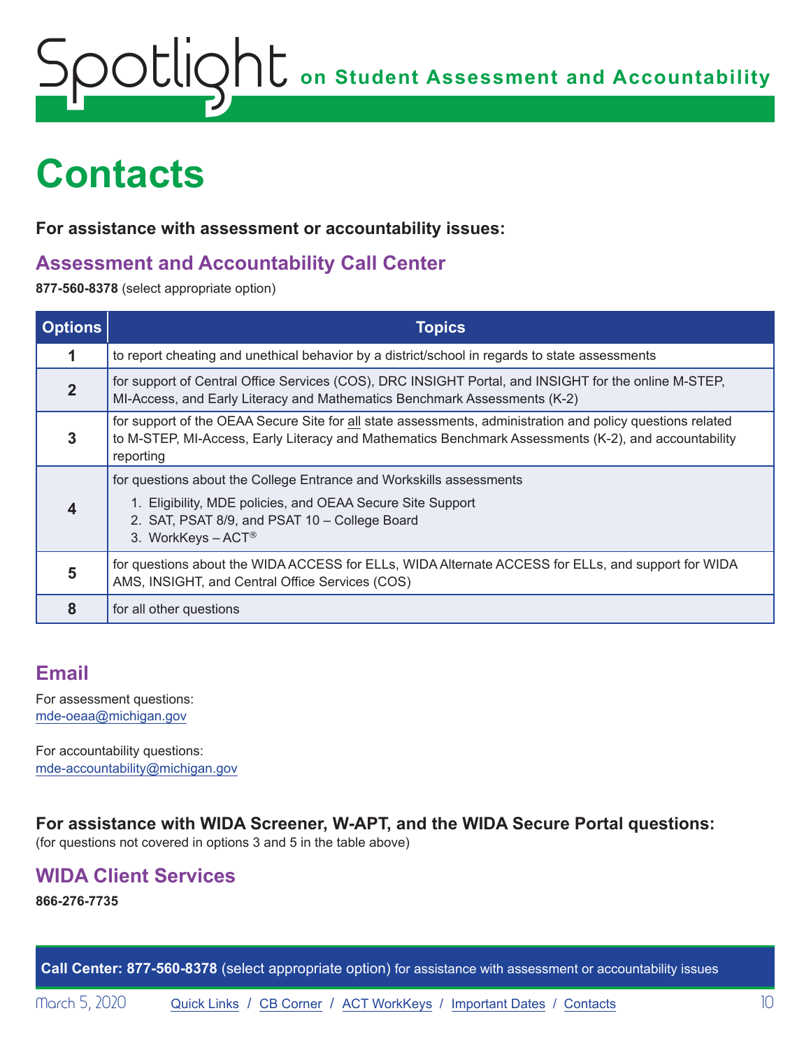# Contacts

**For assistance with assessment or accountability issues:**

## Assessment and Accountability Call Center

**877-560-8378** (select appropriate option)

| Options | Topics |
|---|---|
| **1** | to report cheating and unethical behavior by a district/school in regards to state assessments |
| **2** | for support of Central Office Services (COS), DRC INSIGHT Portal, and INSIGHT for the online M-STEP, MI-Access, and Early Literacy and Mathematics Benchmark Assessments (K-2) |
| **3** | for support of the OEAA Secure Site for all state assessments, administration and policy questions related to M-STEP, MI-Access, Early Literacy and Mathematics Benchmark Assessments (K-2), and accountability reporting |
| **4** | for questions about the College Entrance and Workskills assessments<br>1. Eligibility, MDE policies, and OEAA Secure Site Support<br>2. SAT, PSAT 8/9, and PSAT 10 – College Board<br>3. WorkKeys – ACT® |
| **5** | for questions about the WIDA ACCESS for ELLs, WIDA Alternate ACCESS for ELLs, and support for WIDA AMS, INSIGHT, and Central Office Services (COS) |
| **8** | for all other questions |

## Email

For assessment questions:
mde-oeaa@michigan.gov

For accountability questions:
mde-accountability@michigan.gov

**For assistance with WIDA Screener, W-APT, and the WIDA Secure Portal questions:**
(for questions not covered in options 3 and 5 in the table above)

## WIDA Client Services

**866-276-7735**

**Call Center: 877-560-8378** (select appropriate option) for assistance with assessment or accountability issues